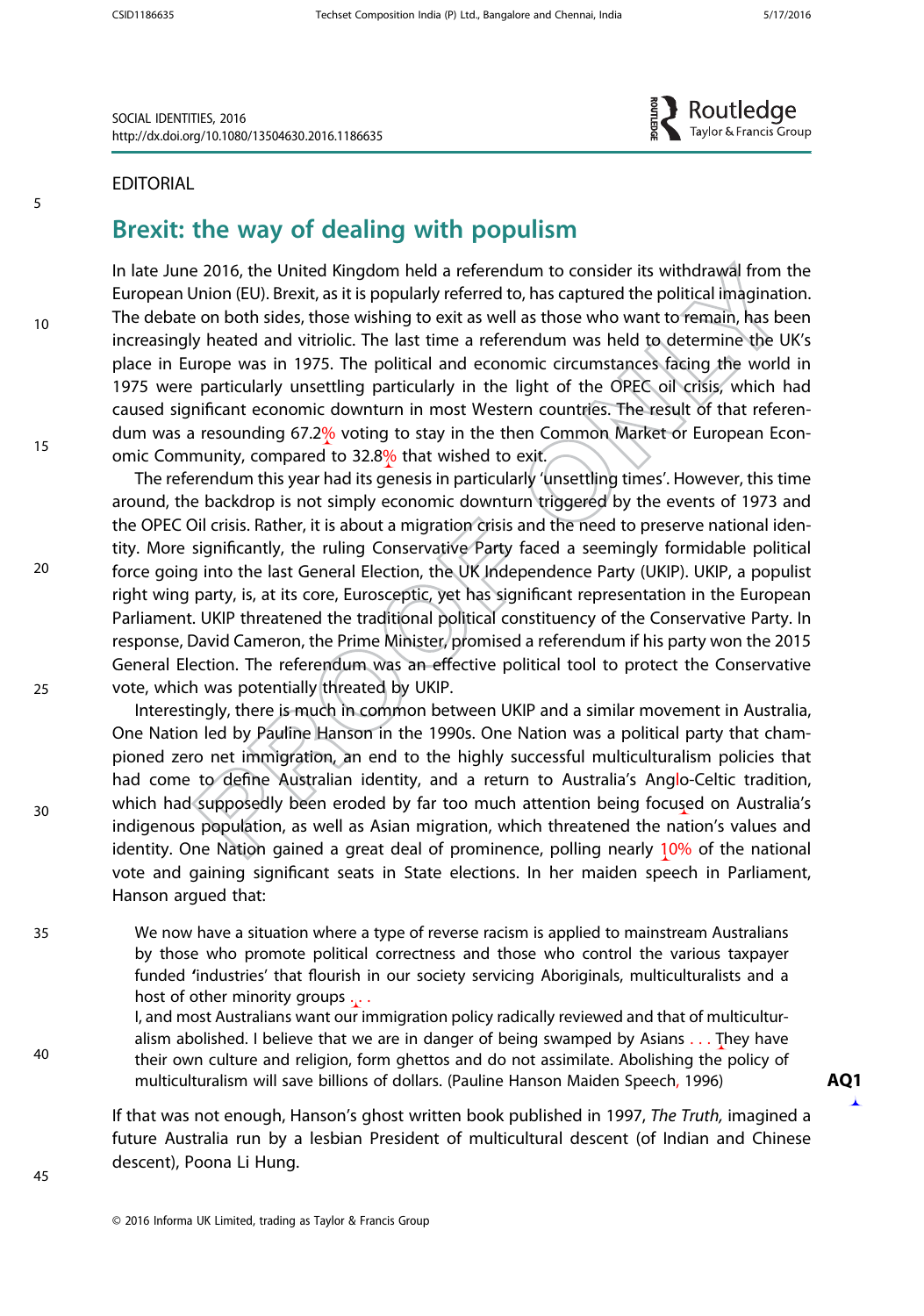EDITORIAL

# Brexit: the way of dealing with populism

In late June 2016, the United Kingdom held a referendum to consider its withdrawal from the European Union (EU). Brexit, as it is popularly referred to, has captured the political imagination. The debate on both sides, those wishing to exit as well as those who want to remain, has been increasingly heated and vitriolic. The last time a referendum was held to determine the UK's place in Europe was in 1975. The political and economic circumstances facing the world in 1975 were particularly unsettling particularly in the light of the OPEC oil crisis, which had caused significant economic downturn in most Western countries. The result of that referendum was a resounding 67.2% voting to stay in the then Common Market or European Economic Community, compared to 32.8% that wished to exit.

The referendum this year had its genesis in particularly 'unsettling times'. However, this time around, the backdrop is not simply economic downturn triggered by the events of 1973 and the OPEC Oil crisis. Rather, it is about a migration crisis and the need to preserve national identity. More significantly, the ruling Conservative Party faced a seemingly formidable political force going into the last General Election, the UK Independence Party (UKIP). UKIP, a populist right wing party, is, at its core, Eurosceptic, yet has significant representation in the European Parliament. UKIP threatened the traditional political constituency of the Conservative Party. In response, David Cameron, the Prime Minister, promised a referendum if his party won the 2015 General Election. The referendum was an effective political tool to protect the Conservative vote, which was potentially threated by UKIP.

Interestingly, there is much in common between UKIP and a similar movement in Australia, One Nation led by Pauline Hanson in the 1990s. One Nation was a political party that championed zero net immigration, an end to the highly successful multiculturalism policies that had come to define Australian identity, and a return to Australia's Anglo-Celtic tradition, which had supposedly been eroded by far too much attention being focused on Australia's indigenous population, as well as Asian migration, which threatened the nation's values and identity. One Nation gained a great deal of prominence, polling nearly 10% of the national vote and gaining significant seats in State elections. In her maiden speech in Parliament, Hanson argued that:

> We now have a situation where a type of reverse racism is applied to mainstream Australians by those who promote political correctness and those who control the various taxpayer funded 'industries' that flourish in our society servicing Aboriginals, multiculturalists and a host of other minority groups . . .
>
> I, and most Australians want our immigration policy radically reviewed and that of multiculturalism abolished. I believe that we are in danger of being swamped by Asians . . . They have their own culture and religion, form ghettos and do not assimilate. Abolishing the policy of multiculturalism will save billions of dollars. (Pauline Hanson Maiden Speech, 1996)

If that was not enough, Hanson's ghost written book published in 1997, *The Truth,* imagined a future Australia run by a lesbian President of multicultural descent (of Indian and Chinese descent), Poona Li Hung.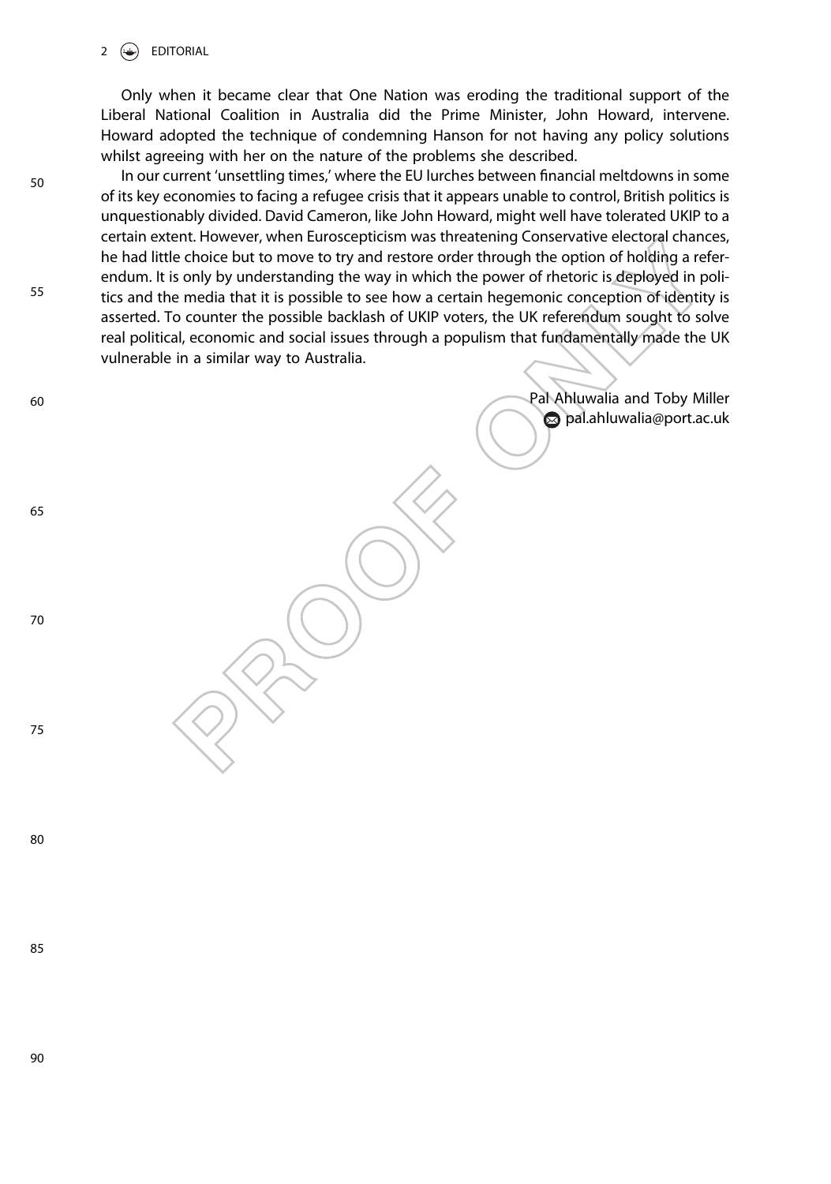Only when it became clear that One Nation was eroding the traditional support of the Liberal National Coalition in Australia did the Prime Minister, John Howard, intervene. Howard adopted the technique of condemning Hanson for not having any policy solutions whilst agreeing with her on the nature of the problems she described.

In our current 'unsettling times,' where the EU lurches between financial meltdowns in some of its key economies to facing a refugee crisis that it appears unable to control, British politics is unquestionably divided. David Cameron, like John Howard, might well have tolerated UKIP to a certain extent. However, when Euroscepticism was threatening Conservative electoral chances, he had little choice but to move to try and restore order through the option of holding a referendum. It is only by understanding the way in which the power of rhetoric is deployed in politics and the media that it is possible to see how a certain hegemonic conception of identity is asserted. To counter the possible backlash of UKIP voters, the UK referendum sought to solve real political, economic and social issues through a populism that fundamentally made the UK vulnerable in a similar way to Australia.

Pal Ahluwalia and Toby Miller
pal.ahluwalia@port.ac.uk